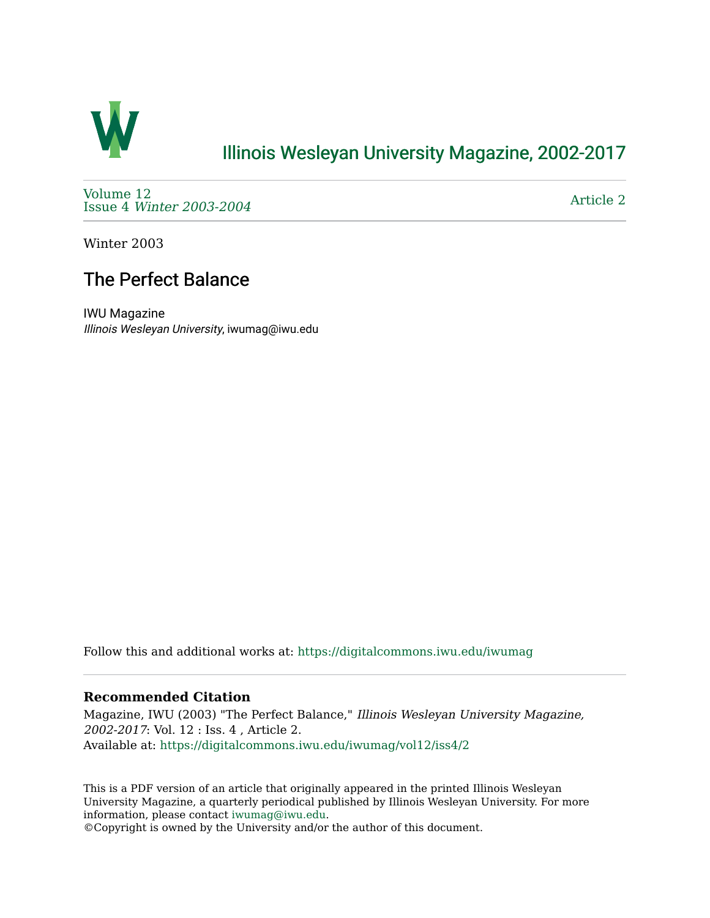# Illinois Wesleyan University Magazine, 2002-2017

Volume 12
Issue 4 *Winter 2003-2004*

Article 2

Winter 2003

## The Perfect Balance

IWU Magazine
*Illinois Wesleyan University*, iwumag@iwu.edu

Follow this and additional works at: https://digitalcommons.iwu.edu/iwumag

### Recommended Citation

Magazine, IWU (2003) "The Perfect Balance," *Illinois Wesleyan University Magazine, 2002-2017*: Vol. 12 : Iss. 4 , Article 2.
Available at: https://digitalcommons.iwu.edu/iwumag/vol12/iss4/2

This is a PDF version of an article that originally appeared in the printed Illinois Wesleyan University Magazine, a quarterly periodical published by Illinois Wesleyan University. For more information, please contact iwumag@iwu.edu.
©Copyright is owned by the University and/or the author of this document.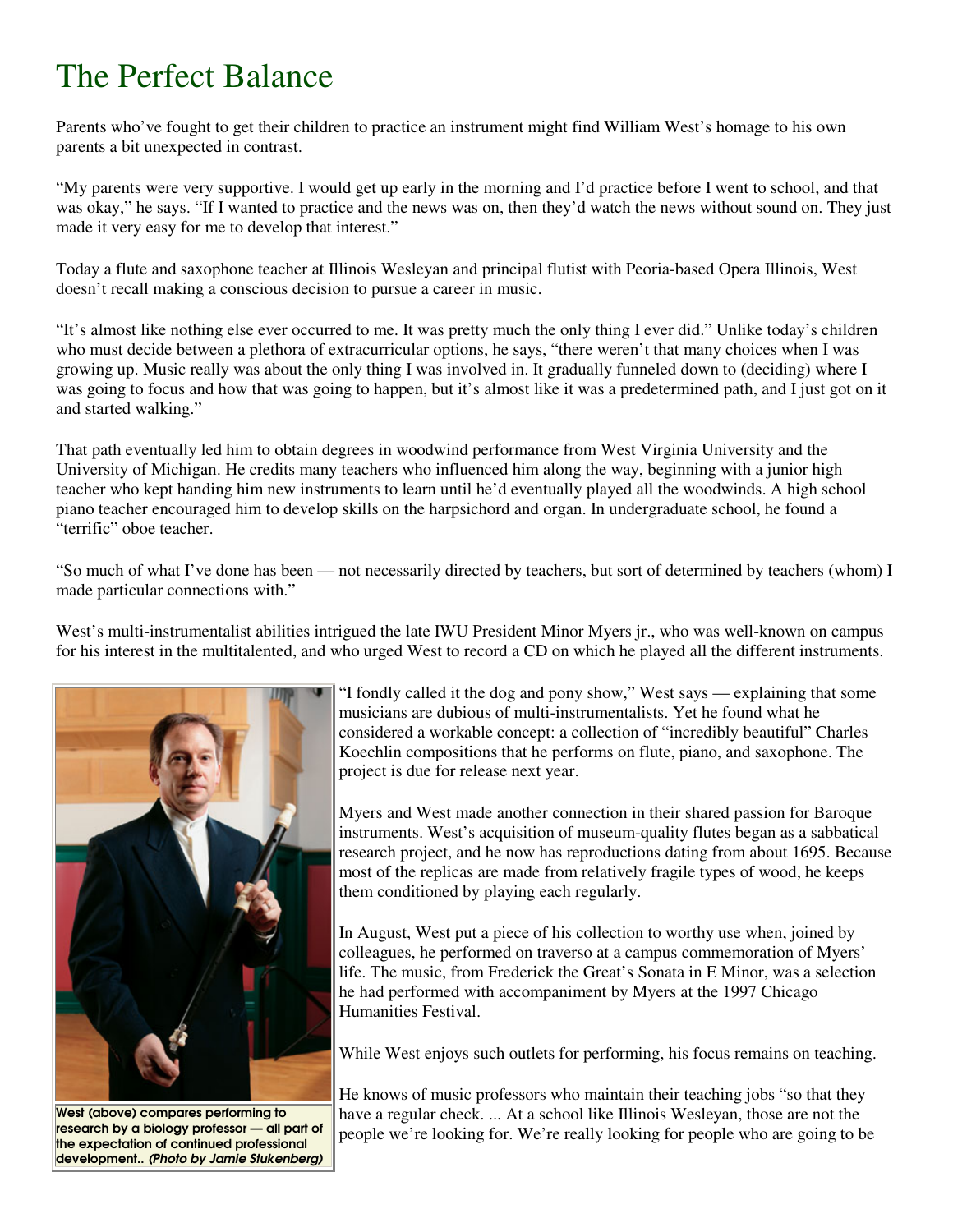# The Perfect Balance

Parents who've fought to get their children to practice an instrument might find William West's homage to his own parents a bit unexpected in contrast.

"My parents were very supportive. I would get up early in the morning and I'd practice before I went to school, and that was okay," he says. "If I wanted to practice and the news was on, then they'd watch the news without sound on. They just made it very easy for me to develop that interest."

Today a flute and saxophone teacher at Illinois Wesleyan and principal flutist with Peoria-based Opera Illinois, West doesn't recall making a conscious decision to pursue a career in music.

"It's almost like nothing else ever occurred to me. It was pretty much the only thing I ever did." Unlike today's children who must decide between a plethora of extracurricular options, he says, "there weren't that many choices when I was growing up. Music really was about the only thing I was involved in. It gradually funneled down to (deciding) where I was going to focus and how that was going to happen, but it's almost like it was a predetermined path, and I just got on it and started walking."

That path eventually led him to obtain degrees in woodwind performance from West Virginia University and the University of Michigan. He credits many teachers who influenced him along the way, beginning with a junior high teacher who kept handing him new instruments to learn until he'd eventually played all the woodwinds. A high school piano teacher encouraged him to develop skills on the harpsichord and organ. In undergraduate school, he found a "terrific" oboe teacher.

"So much of what I've done has been — not necessarily directed by teachers, but sort of determined by teachers (whom) I made particular connections with."

West's multi-instrumentalist abilities intrigued the late IWU President Minor Myers jr., who was well-known on campus for his interest in the multitalented, and who urged West to record a CD on which he played all the different instruments.

**West (above) compares performing to research by a biology professor — all part of the expectation of continued professional development..** ***(Photo by Jamie Stukenberg)***

"I fondly called it the dog and pony show," West says — explaining that some musicians are dubious of multi-instrumentalists. Yet he found what he considered a workable concept: a collection of "incredibly beautiful" Charles Koechlin compositions that he performs on flute, piano, and saxophone. The project is due for release next year.

Myers and West made another connection in their shared passion for Baroque instruments. West's acquisition of museum-quality flutes began as a sabbatical research project, and he now has reproductions dating from about 1695. Because most of the replicas are made from relatively fragile types of wood, he keeps them conditioned by playing each regularly.

In August, West put a piece of his collection to worthy use when, joined by colleagues, he performed on traverso at a campus commemoration of Myers' life. The music, from Frederick the Great's Sonata in E Minor, was a selection he had performed with accompaniment by Myers at the 1997 Chicago Humanities Festival.

While West enjoys such outlets for performing, his focus remains on teaching.

He knows of music professors who maintain their teaching jobs "so that they have a regular check. ... At a school like Illinois Wesleyan, those are not the people we're looking for. We're really looking for people who are going to be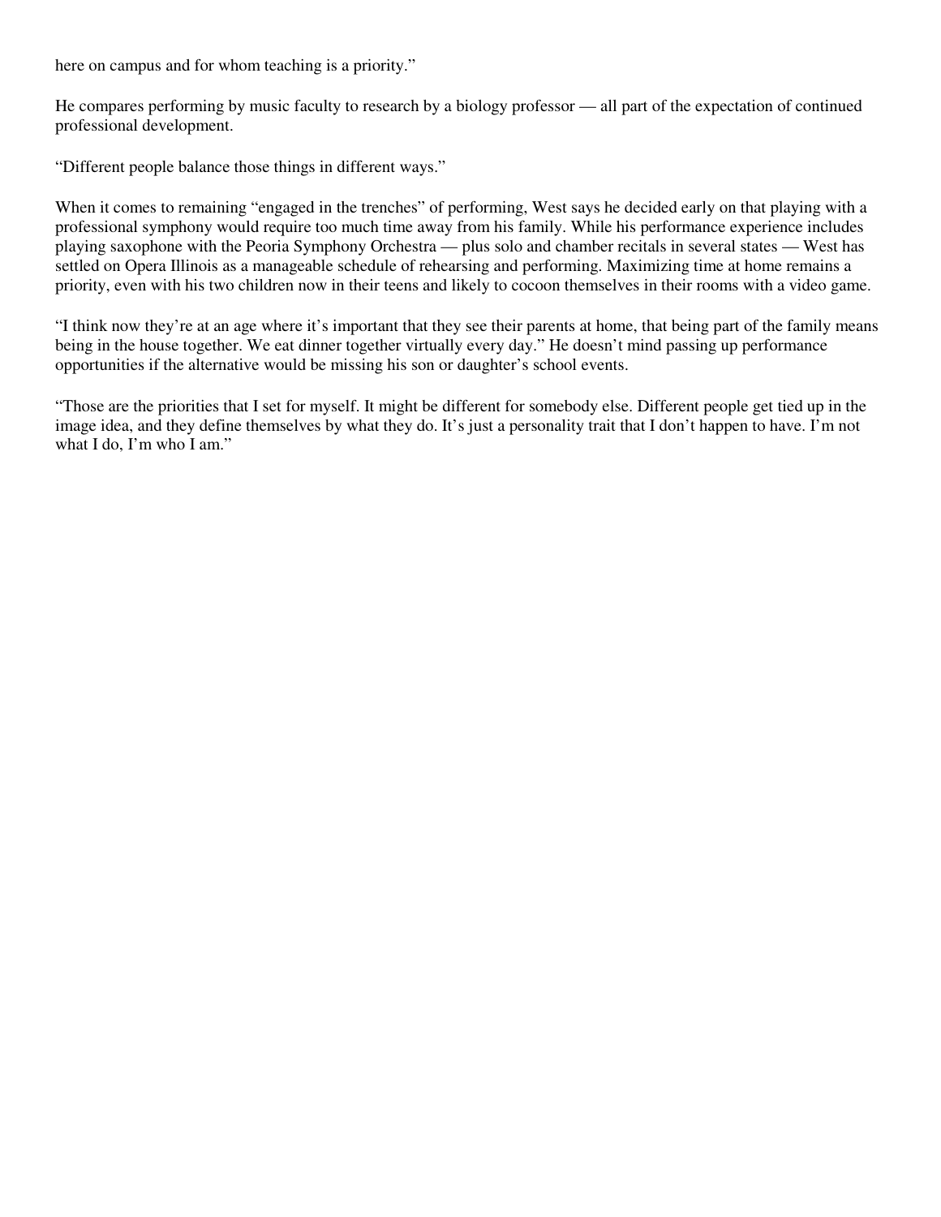here on campus and for whom teaching is a priority."

He compares performing by music faculty to research by a biology professor — all part of the expectation of continued professional development.

"Different people balance those things in different ways."

When it comes to remaining "engaged in the trenches" of performing, West says he decided early on that playing with a professional symphony would require too much time away from his family. While his performance experience includes playing saxophone with the Peoria Symphony Orchestra — plus solo and chamber recitals in several states — West has settled on Opera Illinois as a manageable schedule of rehearsing and performing. Maximizing time at home remains a priority, even with his two children now in their teens and likely to cocoon themselves in their rooms with a video game.

"I think now they're at an age where it's important that they see their parents at home, that being part of the family means being in the house together. We eat dinner together virtually every day." He doesn't mind passing up performance opportunities if the alternative would be missing his son or daughter's school events.

"Those are the priorities that I set for myself. It might be different for somebody else. Different people get tied up in the image idea, and they define themselves by what they do. It's just a personality trait that I don't happen to have. I'm not what I do, I'm who I am."